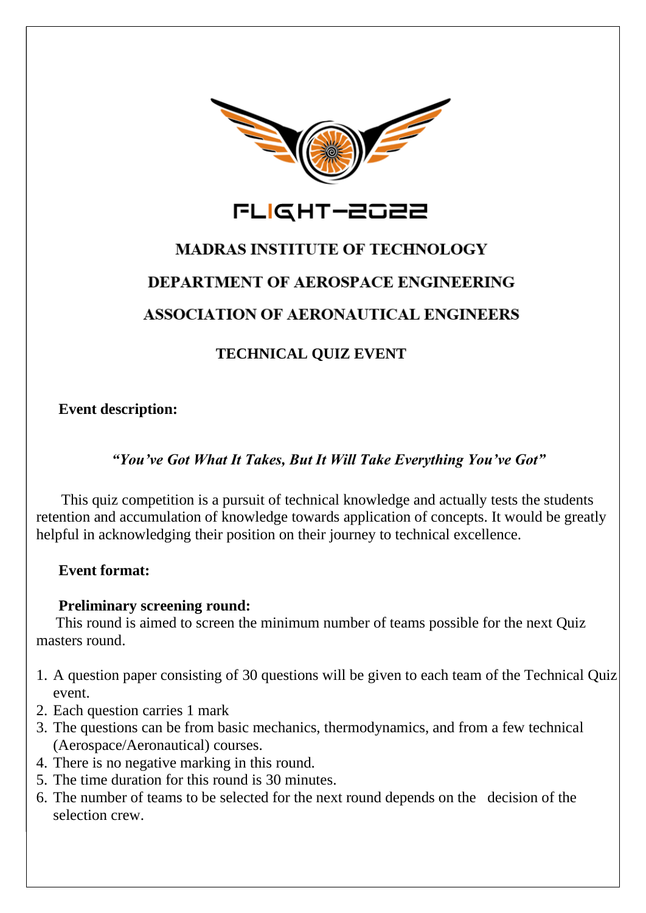FLIGHT-2022

# MADRAS INSTITUTE OF TECHNOLOGY

## DEPARTMENT OF AEROSPACE ENGINEERING

## ASSOCIATION OF AERONAUTICAL ENGINEERS

### TECHNICAL QUIZ EVENT

**Event description:**

***"You've Got What It Takes, But It Will Take Everything You've Got"***

This quiz competition is a pursuit of technical knowledge and actually tests the students retention and accumulation of knowledge towards application of concepts. It would be greatly helpful in acknowledging their position on their journey to technical excellence.

**Event format:**

**Preliminary screening round:**

This round is aimed to screen the minimum number of teams possible for the next Quiz masters round.

1. A question paper consisting of 30 questions will be given to each team of the Technical Quiz event.
2. Each question carries 1 mark
3. The questions can be from basic mechanics, thermodynamics, and from a few technical (Aerospace/Aeronautical) courses.
4. There is no negative marking in this round.
5. The time duration for this round is 30 minutes.
6. The number of teams to be selected for the next round depends on the decision of the selection crew.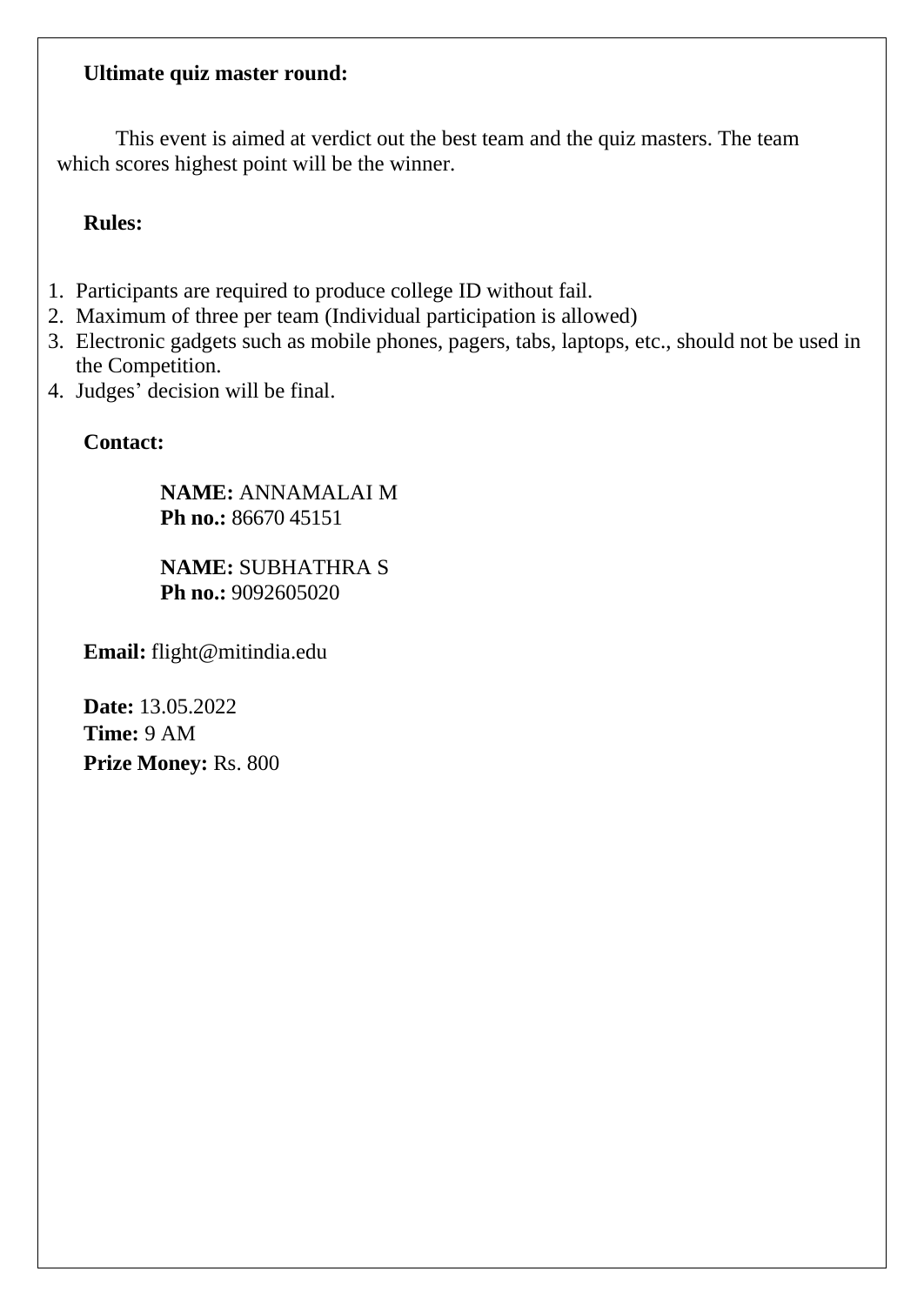**Ultimate quiz master round:**

This event is aimed at verdict out the best team and the quiz masters. The team which scores highest point will be the winner.

**Rules:**

1. Participants are required to produce college ID without fail.
2. Maximum of three per team (Individual participation is allowed)
3. Electronic gadgets such as mobile phones, pagers, tabs, laptops, etc., should not be used in the Competition.
4. Judges' decision will be final.

**Contact:**

**NAME:** ANNAMALAI M
**Ph no.:** 86670 45151

**NAME:** SUBHATHRA S
**Ph no.:** 9092605020

**Email:** flight@mitindia.edu

**Date:** 13.05.2022
**Time:** 9 AM
**Prize Money:** Rs. 800